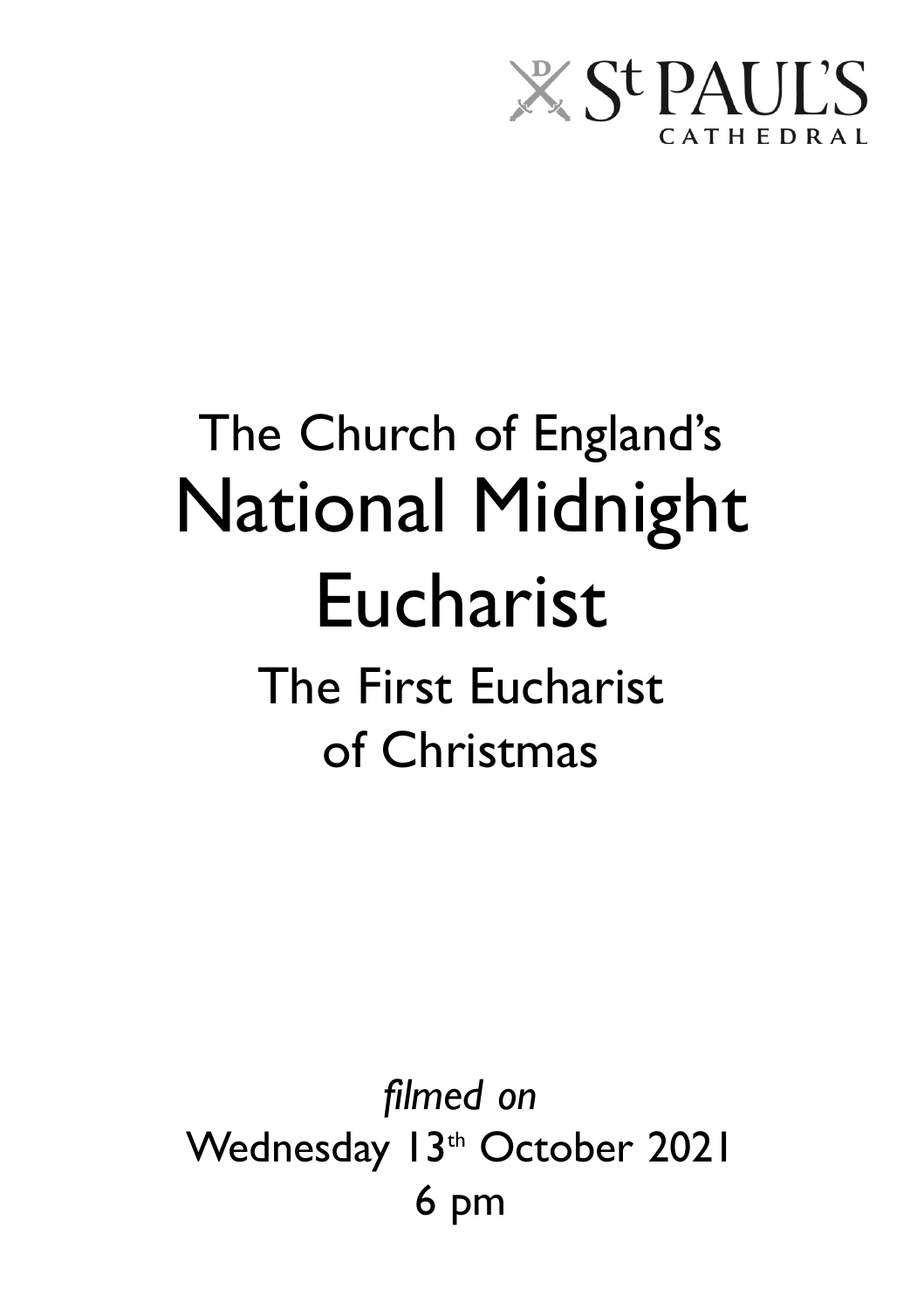St PAUL'S CATHEDRAL

# The Church of England's National Midnight Eucharist

## The First Eucharist of Christmas

*filmed on*

Wednesday 13th October 2021

6 pm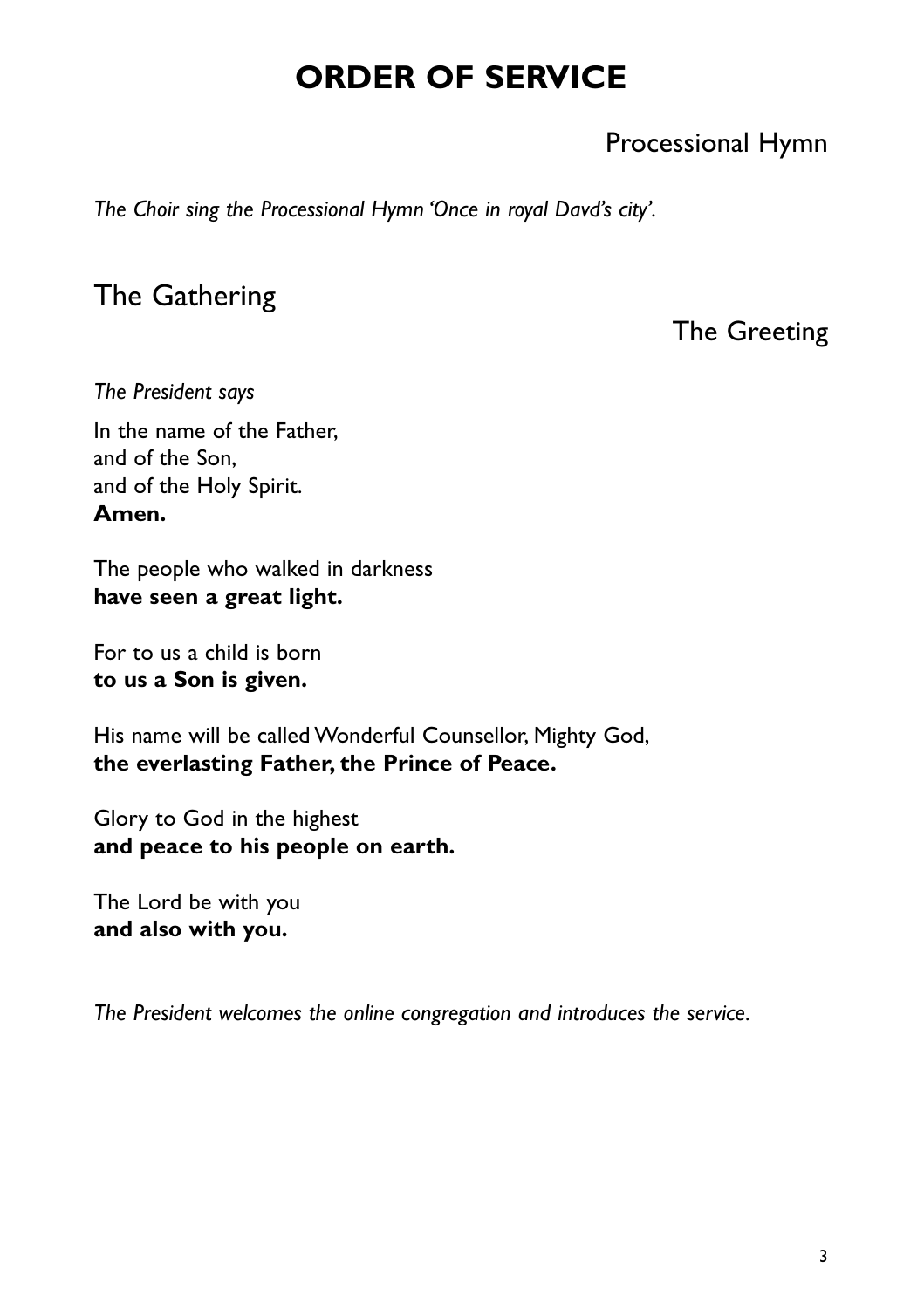# ORDER OF SERVICE

### Processional Hymn

*The Choir sing the Processional Hymn 'Once in royal Davd's city'.*

## The Gathering

### The Greeting

*The President says*

In the name of the Father,
and of the Son,
and of the Holy Spirit.
**Amen.**

The people who walked in darkness
**have seen a great light.**

For to us a child is born
**to us a Son is given.**

His name will be called Wonderful Counsellor, Mighty God,
**the everlasting Father, the Prince of Peace.**

Glory to God in the highest
**and peace to his people on earth.**

The Lord be with you
**and also with you.**

*The President welcomes the online congregation and introduces the service.*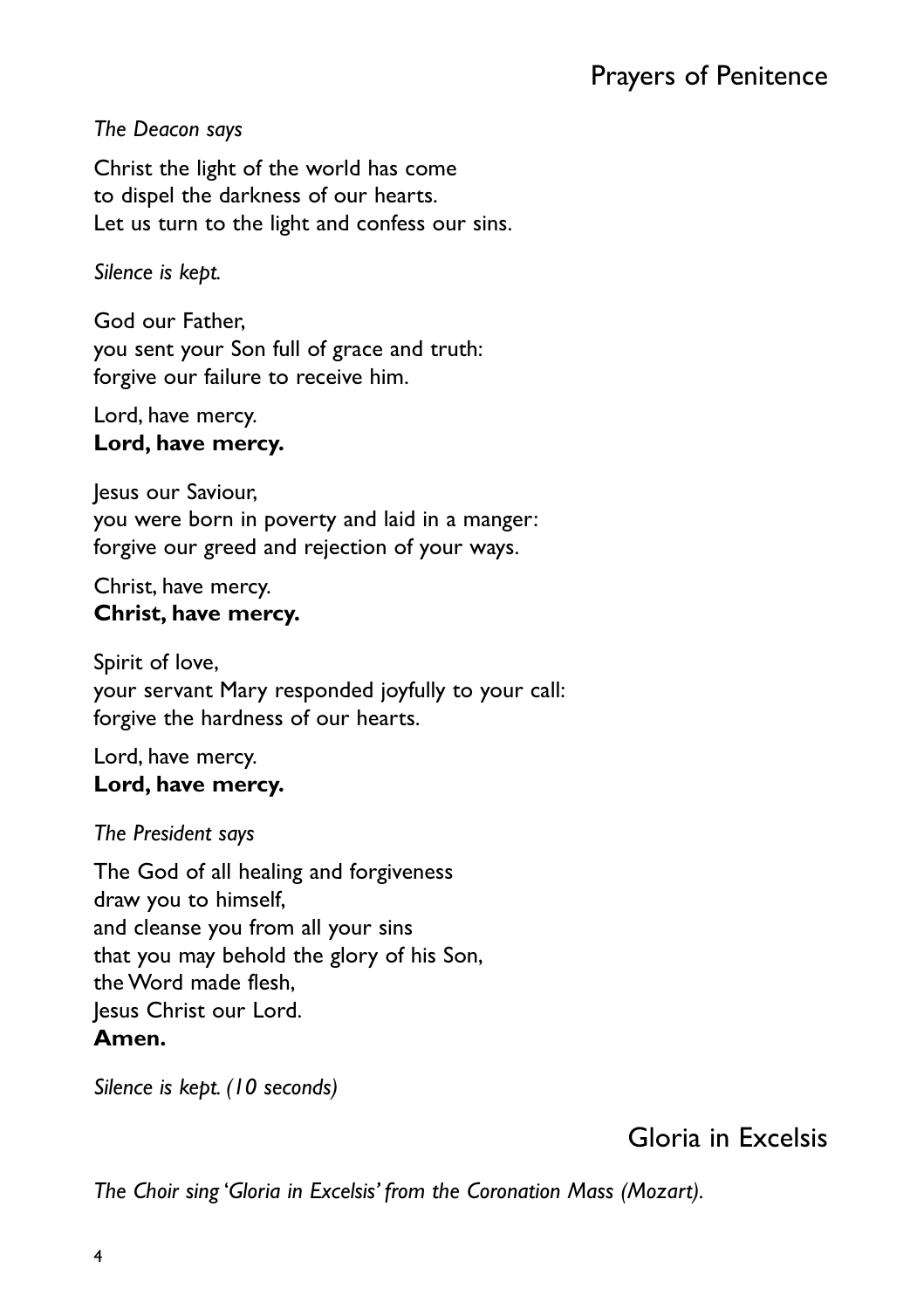## Prayers of Penitence

*The Deacon says*

Christ the light of the world has come
to dispel the darkness of our hearts.
Let us turn to the light and confess our sins.

*Silence is kept.*

God our Father,
you sent your Son full of grace and truth:
forgive our failure to receive him.

Lord, have mercy.
**Lord, have mercy.**

Jesus our Saviour,
you were born in poverty and laid in a manger:
forgive our greed and rejection of your ways.

Christ, have mercy.
**Christ, have mercy.**

Spirit of love,
your servant Mary responded joyfully to your call:
forgive the hardness of our hearts.

Lord, have mercy.
**Lord, have mercy.**

*The President says*

The God of all healing and forgiveness
draw you to himself,
and cleanse you from all your sins
that you may behold the glory of his Son,
the Word made flesh,
Jesus Christ our Lord.
**Amen.**

*Silence is kept. (10 seconds)*

## Gloria in Excelsis

*The Choir sing 'Gloria in Excelsis' from the Coronation Mass (Mozart).*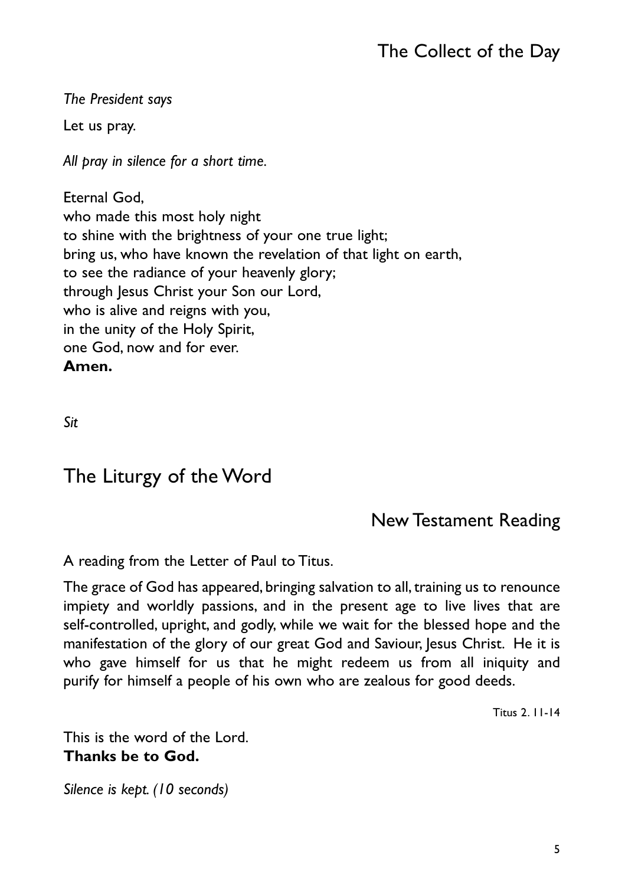## The Collect of the Day

*The President says*

Let us pray.

*All pray in silence for a short time.*

Eternal God,
who made this most holy night
to shine with the brightness of your one true light;
bring us, who have known the revelation of that light on earth,
to see the radiance of your heavenly glory;
through Jesus Christ your Son our Lord,
who is alive and reigns with you,
in the unity of the Holy Spirit,
one God, now and for ever.
**Amen.**

*Sit*

# The Liturgy of the Word

## New Testament Reading

A reading from the Letter of Paul to Titus.

The grace of God has appeared, bringing salvation to all, training us to renounce impiety and worldly passions, and in the present age to live lives that are self-controlled, upright, and godly, while we wait for the blessed hope and the manifestation of the glory of our great God and Saviour, Jesus Christ. He it is who gave himself for us that he might redeem us from all iniquity and purify for himself a people of his own who are zealous for good deeds.

Titus 2. 11-14

This is the word of the Lord.
**Thanks be to God.**

*Silence is kept. (10 seconds)*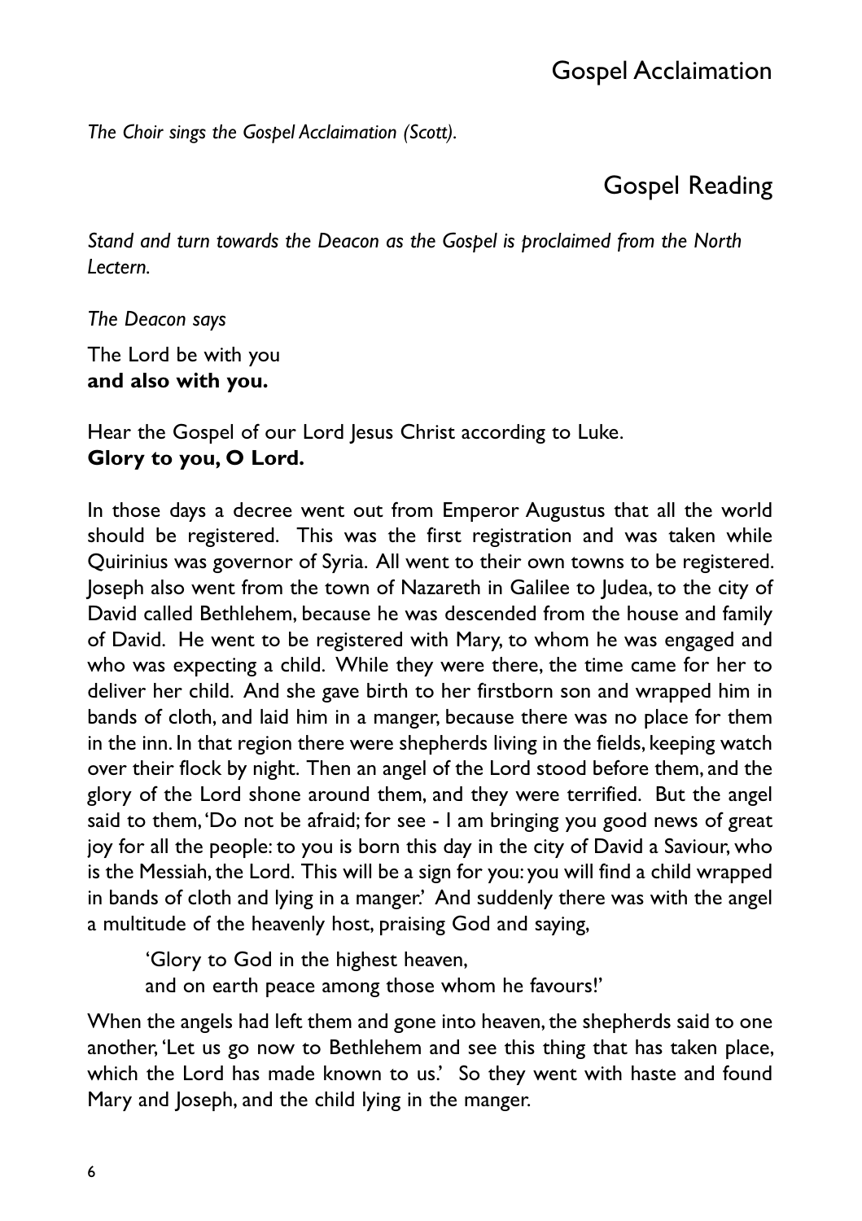## Gospel Acclaimation

*The Choir sings the Gospel Acclaimation (Scott).*

## Gospel Reading

*Stand and turn towards the Deacon as the Gospel is proclaimed from the North Lectern.*

*The Deacon says*

The Lord be with you
**and also with you.**

Hear the Gospel of our Lord Jesus Christ according to Luke.
**Glory to you, O Lord.**

In those days a decree went out from Emperor Augustus that all the world should be registered. This was the first registration and was taken while Quirinius was governor of Syria. All went to their own towns to be registered. Joseph also went from the town of Nazareth in Galilee to Judea, to the city of David called Bethlehem, because he was descended from the house and family of David. He went to be registered with Mary, to whom he was engaged and who was expecting a child. While they were there, the time came for her to deliver her child. And she gave birth to her firstborn son and wrapped him in bands of cloth, and laid him in a manger, because there was no place for them in the inn. In that region there were shepherds living in the fields, keeping watch over their flock by night. Then an angel of the Lord stood before them, and the glory of the Lord shone around them, and they were terrified. But the angel said to them, 'Do not be afraid; for see - I am bringing you good news of great joy for all the people: to you is born this day in the city of David a Saviour, who is the Messiah, the Lord. This will be a sign for you: you will find a child wrapped in bands of cloth and lying in a manger.' And suddenly there was with the angel a multitude of the heavenly host, praising God and saying,

'Glory to God in the highest heaven,
and on earth peace among those whom he favours!'

When the angels had left them and gone into heaven, the shepherds said to one another, 'Let us go now to Bethlehem and see this thing that has taken place, which the Lord has made known to us.' So they went with haste and found Mary and Joseph, and the child lying in the manger.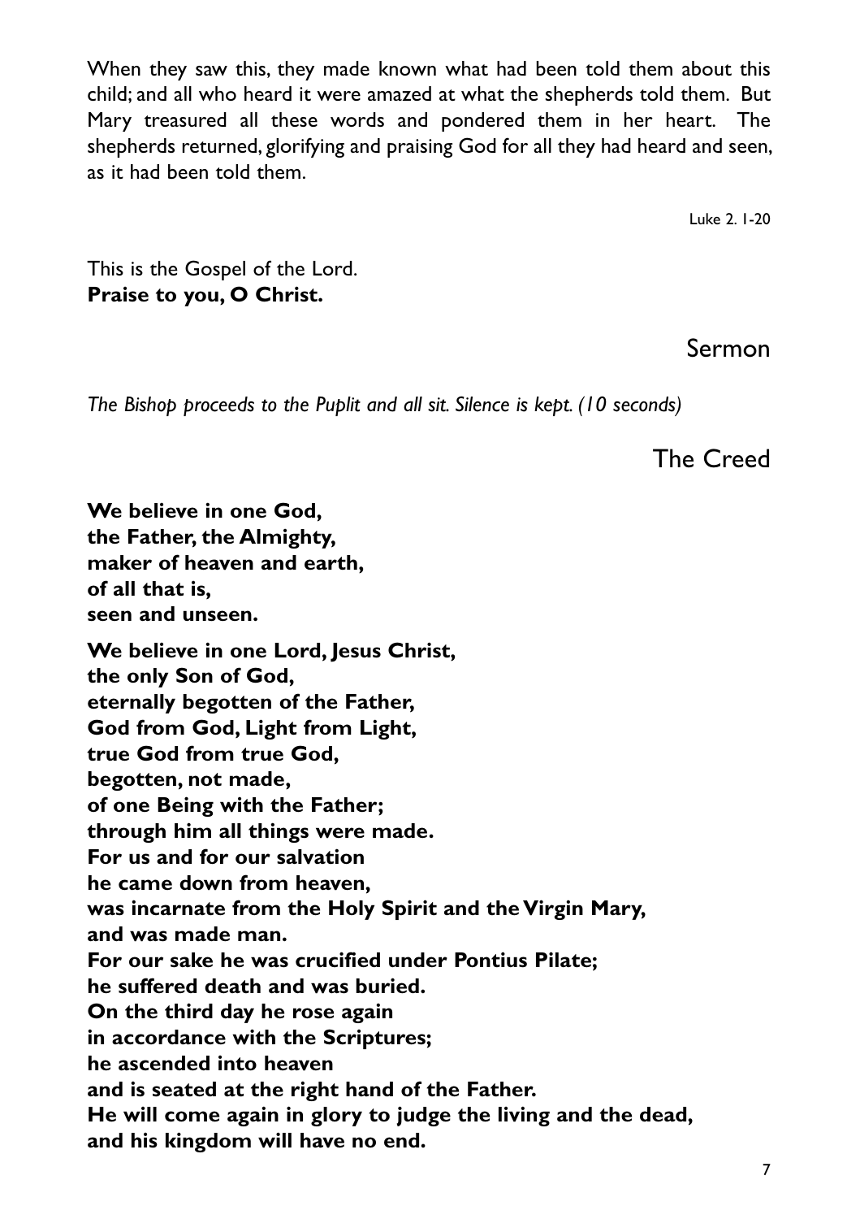When they saw this, they made known what had been told them about this child; and all who heard it were amazed at what the shepherds told them. But Mary treasured all these words and pondered them in her heart. The shepherds returned, glorifying and praising God for all they had heard and seen, as it had been told them.

Luke 2. 1-20

This is the Gospel of the Lord.
**Praise to you, O Christ.**

## Sermon

*The Bishop proceeds to the Puplit and all sit. Silence is kept. (10 seconds)*

## The Creed

**We believe in one God,**
**the Father, the Almighty,**
**maker of heaven and earth,**
**of all that is,**
**seen and unseen.**

**We believe in one Lord, Jesus Christ,**
**the only Son of God,**
**eternally begotten of the Father,**
**God from God, Light from Light,**
**true God from true God,**
**begotten, not made,**
**of one Being with the Father;**
**through him all things were made.**
**For us and for our salvation**
**he came down from heaven,**
**was incarnate from the Holy Spirit and the Virgin Mary,**
**and was made man.**
**For our sake he was crucified under Pontius Pilate;**
**he suffered death and was buried.**
**On the third day he rose again**
**in accordance with the Scriptures;**
**he ascended into heaven**
**and is seated at the right hand of the Father.**
**He will come again in glory to judge the living and the dead,**
**and his kingdom will have no end.**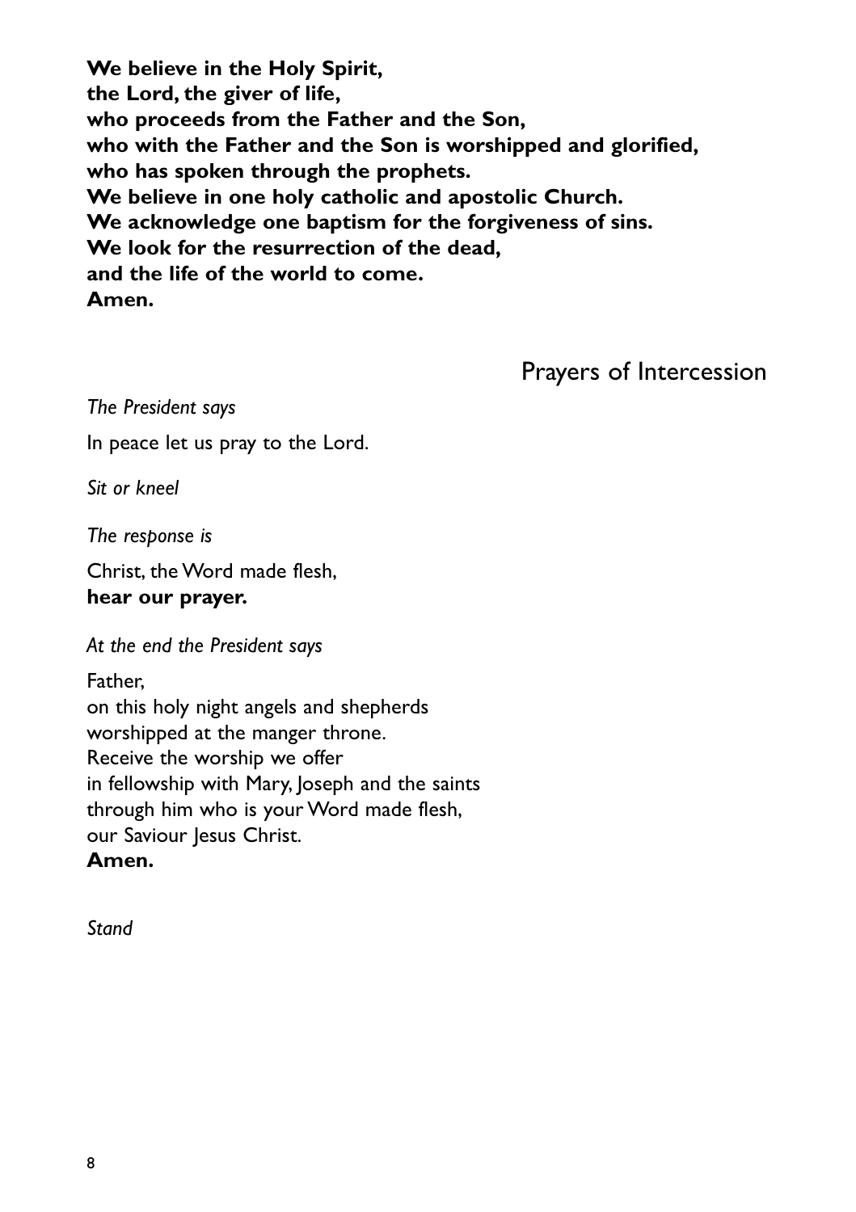**We believe in the Holy Spirit,**
**the Lord, the giver of life,**
**who proceeds from the Father and the Son,**
**who with the Father and the Son is worshipped and glorified,**
**who has spoken through the prophets.**
**We believe in one holy catholic and apostolic Church.**
**We acknowledge one baptism for the forgiveness of sins.**
**We look for the resurrection of the dead,**
**and the life of the world to come.**
**Amen.**

## Prayers of Intercession

*The President says*

In peace let us pray to the Lord.

*Sit or kneel*

*The response is*

Christ, the Word made flesh,
**hear our prayer.**

*At the end the President says*

Father,
on this holy night angels and shepherds
worshipped at the manger throne.
Receive the worship we offer
in fellowship with Mary, Joseph and the saints
through him who is your Word made flesh,
our Saviour Jesus Christ.
**Amen.**

*Stand*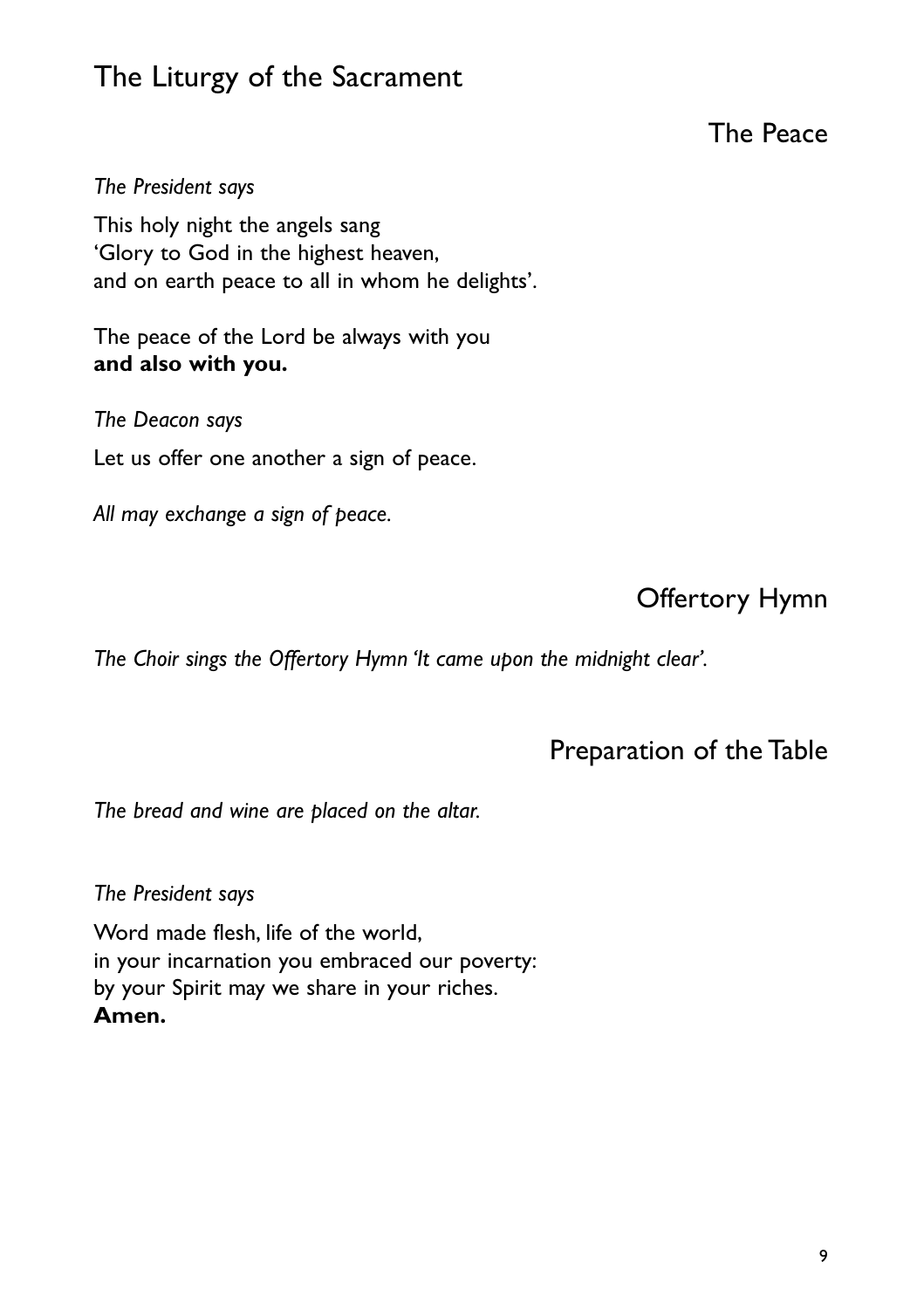# The Liturgy of the Sacrament

## The Peace

*The President says*

This holy night the angels sang  
'Glory to God in the highest heaven,  
and on earth peace to all in whom he delights'.

The peace of the Lord be always with you  
**and also with you.**

*The Deacon says*

Let us offer one another a sign of peace.

*All may exchange a sign of peace.*

## Offertory Hymn

*The Choir sings the Offertory Hymn 'It came upon the midnight clear'.*

## Preparation of the Table

*The bread and wine are placed on the altar.*

*The President says*

Word made flesh, life of the world,  
in your incarnation you embraced our poverty:  
by your Spirit may we share in your riches.  
**Amen.**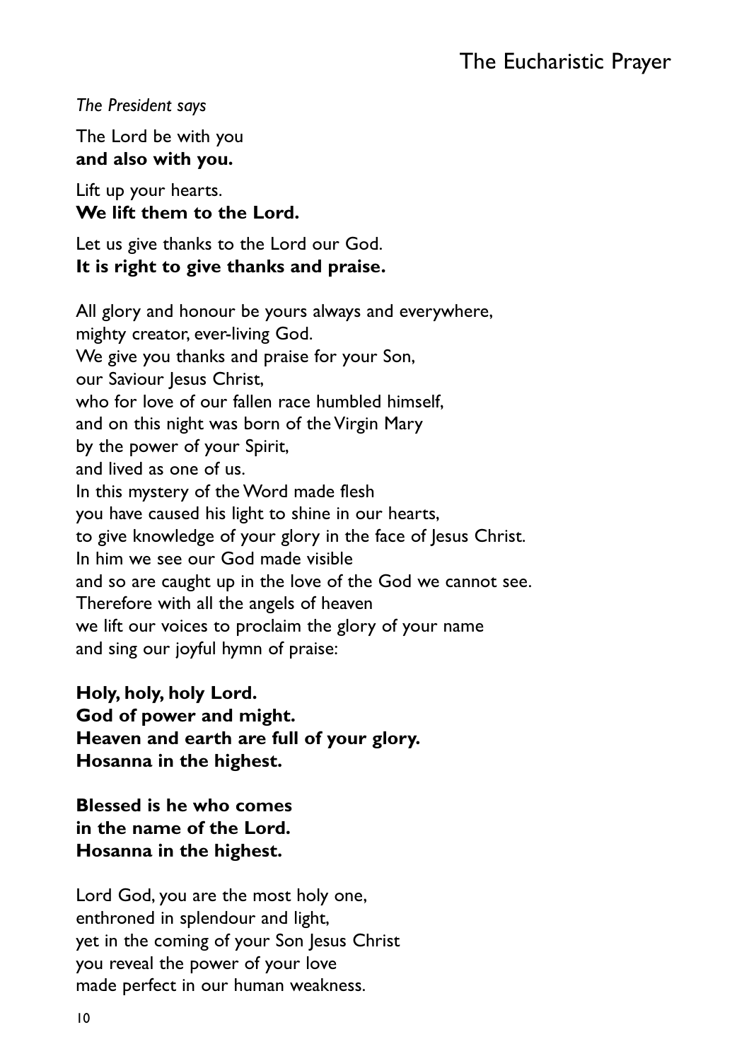# The Eucharistic Prayer

*The President says*

The Lord be with you
**and also with you.**

Lift up your hearts.
**We lift them to the Lord.**

Let us give thanks to the Lord our God.
**It is right to give thanks and praise.**

All glory and honour be yours always and everywhere,
mighty creator, ever-living God.
We give you thanks and praise for your Son,
our Saviour Jesus Christ,
who for love of our fallen race humbled himself,
and on this night was born of the Virgin Mary
by the power of your Spirit,
and lived as one of us.
In this mystery of the Word made flesh
you have caused his light to shine in our hearts,
to give knowledge of your glory in the face of Jesus Christ.
In him we see our God made visible
and so are caught up in the love of the God we cannot see.
Therefore with all the angels of heaven
we lift our voices to proclaim the glory of your name
and sing our joyful hymn of praise:

**Holy, holy, holy Lord.**
**God of power and might.**
**Heaven and earth are full of your glory.**
**Hosanna in the highest.**

**Blessed is he who comes**
**in the name of the Lord.**
**Hosanna in the highest.**

Lord God, you are the most holy one,
enthroned in splendour and light,
yet in the coming of your Son Jesus Christ
you reveal the power of your love
made perfect in our human weakness.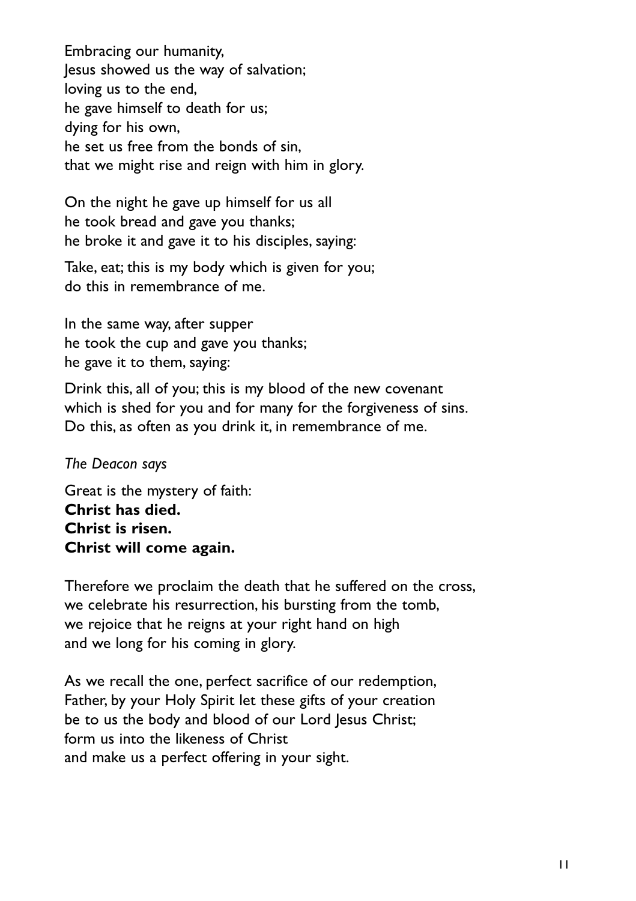Embracing our humanity,
Jesus showed us the way of salvation;
loving us to the end,
he gave himself to death for us;
dying for his own,
he set us free from the bonds of sin,
that we might rise and reign with him in glory.

On the night he gave up himself for us all
he took bread and gave you thanks;
he broke it and gave it to his disciples, saying:

Take, eat; this is my body which is given for you;
do this in remembrance of me.

In the same way, after supper
he took the cup and gave you thanks;
he gave it to them, saying:

Drink this, all of you; this is my blood of the new covenant
which is shed for you and for many for the forgiveness of sins.
Do this, as often as you drink it, in remembrance of me.

*The Deacon says*

Great is the mystery of faith:
**Christ has died.**
**Christ is risen.**
**Christ will come again.**

Therefore we proclaim the death that he suffered on the cross,
we celebrate his resurrection, his bursting from the tomb,
we rejoice that he reigns at your right hand on high
and we long for his coming in glory.

As we recall the one, perfect sacrifice of our redemption,
Father, by your Holy Spirit let these gifts of your creation
be to us the body and blood of our Lord Jesus Christ;
form us into the likeness of Christ
and make us a perfect offering in your sight.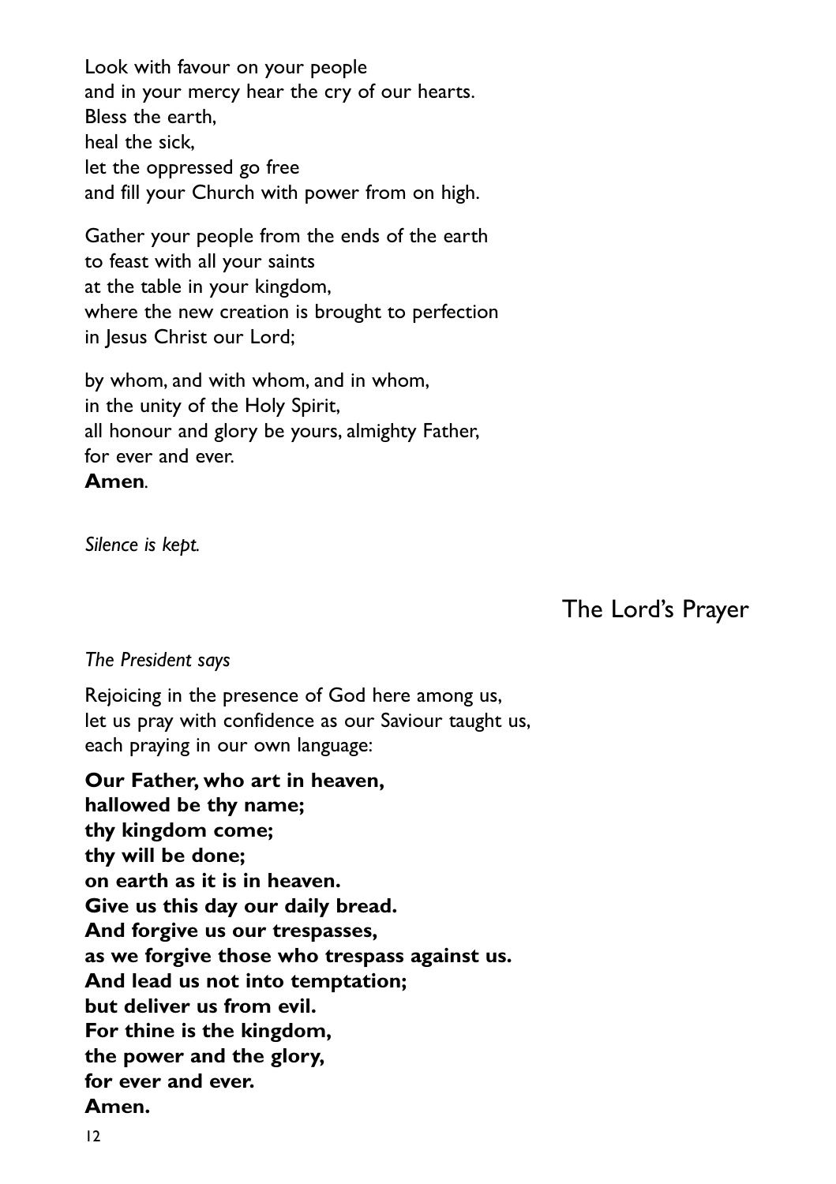Look with favour on your people
and in your mercy hear the cry of our hearts.
Bless the earth,
heal the sick,
let the oppressed go free
and fill your Church with power from on high.

Gather your people from the ends of the earth
to feast with all your saints
at the table in your kingdom,
where the new creation is brought to perfection
in Jesus Christ our Lord;

by whom, and with whom, and in whom,
in the unity of the Holy Spirit,
all honour and glory be yours, almighty Father,
for ever and ever.
**Amen**.

*Silence is kept.*

## The Lord's Prayer

*The President says*

Rejoicing in the presence of God here among us,
let us pray with confidence as our Saviour taught us,
each praying in our own language:

**Our Father, who art in heaven,**
**hallowed be thy name;**
**thy kingdom come;**
**thy will be done;**
**on earth as it is in heaven.**
**Give us this day our daily bread.**
**And forgive us our trespasses,**
**as we forgive those who trespass against us.**
**And lead us not into temptation;**
**but deliver us from evil.**
**For thine is the kingdom,**
**the power and the glory,**
**for ever and ever.**
**Amen.**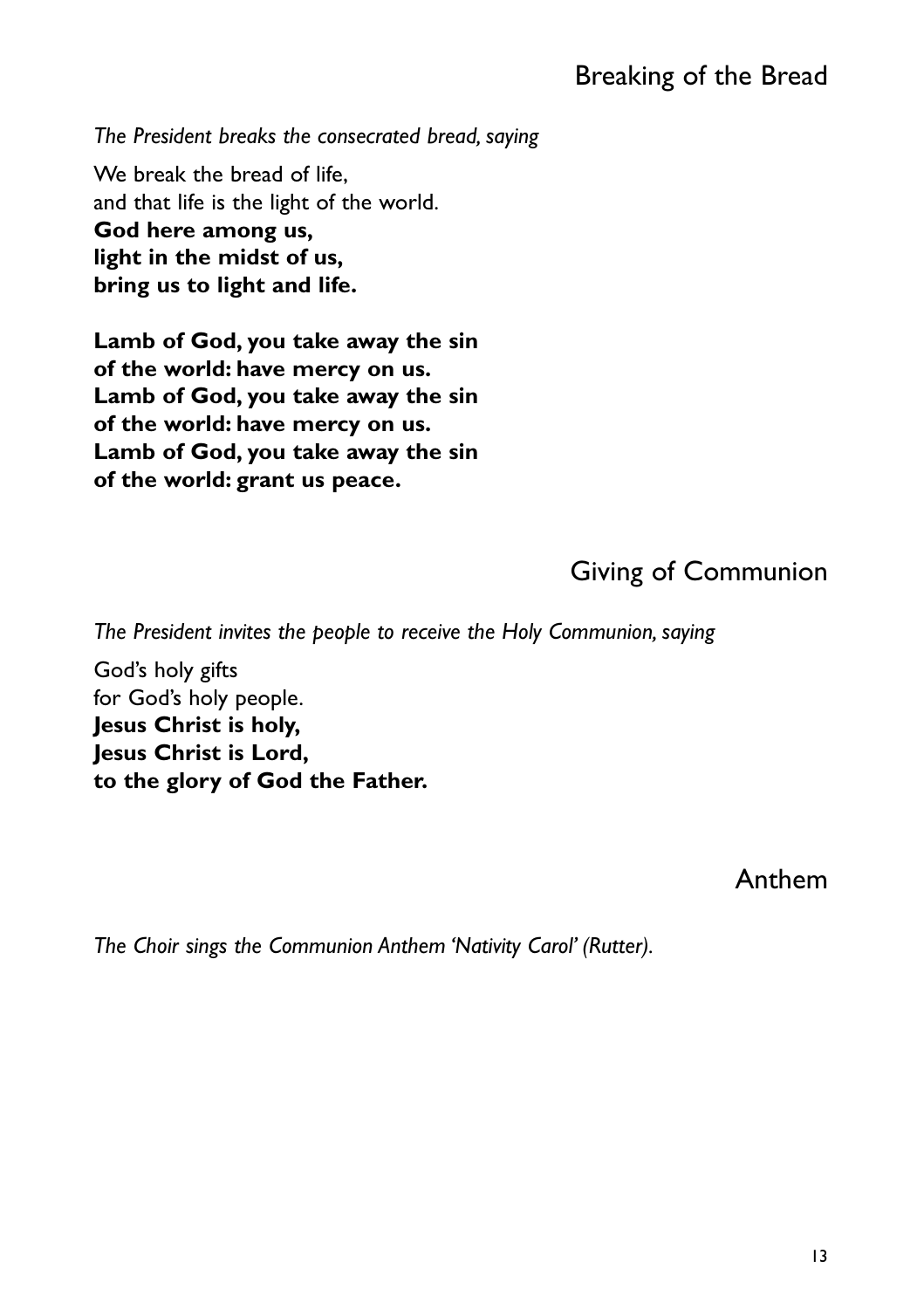## Breaking of the Bread

*The President breaks the consecrated bread, saying*

We break the bread of life,
and that life is the light of the world.
**God here among us,**
**light in the midst of us,**
**bring us to light and life.**

**Lamb of God, you take away the sin**
**of the world: have mercy on us.**
**Lamb of God, you take away the sin**
**of the world: have mercy on us.**
**Lamb of God, you take away the sin**
**of the world: grant us peace.**

## Giving of Communion

*The President invites the people to receive the Holy Communion, saying*

God's holy gifts
for God's holy people.
**Jesus Christ is holy,**
**Jesus Christ is Lord,**
**to the glory of God the Father.**

## Anthem

*The Choir sings the Communion Anthem 'Nativity Carol' (Rutter).*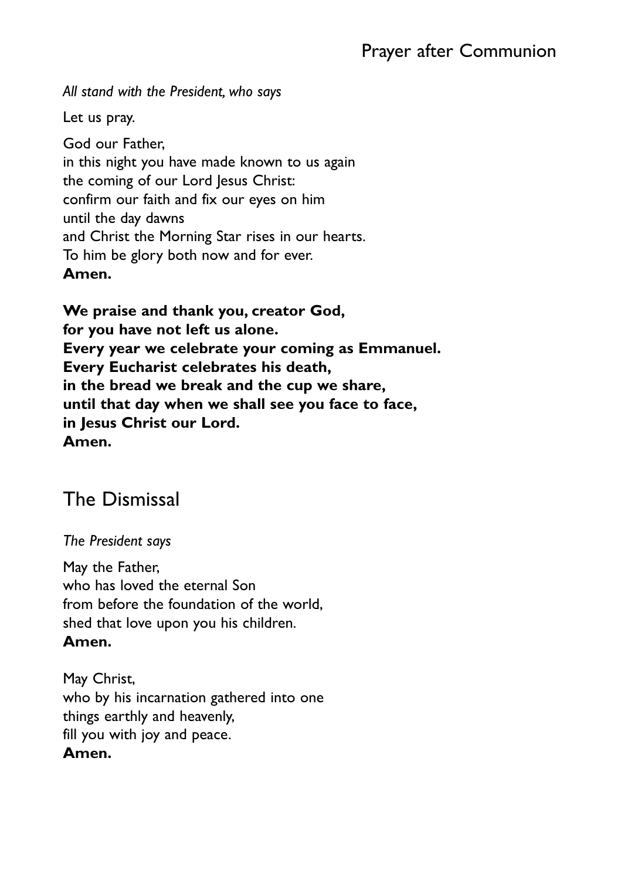## Prayer after Communion

*All stand with the President, who says*

Let us pray.

God our Father,
in this night you have made known to us again
the coming of our Lord Jesus Christ:
confirm our faith and fix our eyes on him
until the day dawns
and Christ the Morning Star rises in our hearts.
To him be glory both now and for ever.
**Amen.**

**We praise and thank you, creator God,
for you have not left us alone.
Every year we celebrate your coming as Emmanuel.
Every Eucharist celebrates his death,
in the bread we break and the cup we share,
until that day when we shall see you face to face,
in Jesus Christ our Lord.
Amen.**

## The Dismissal

*The President says*

May the Father,
who has loved the eternal Son
from before the foundation of the world,
shed that love upon you his children.
**Amen.**

May Christ,
who by his incarnation gathered into one
things earthly and heavenly,
fill you with joy and peace.
**Amen.**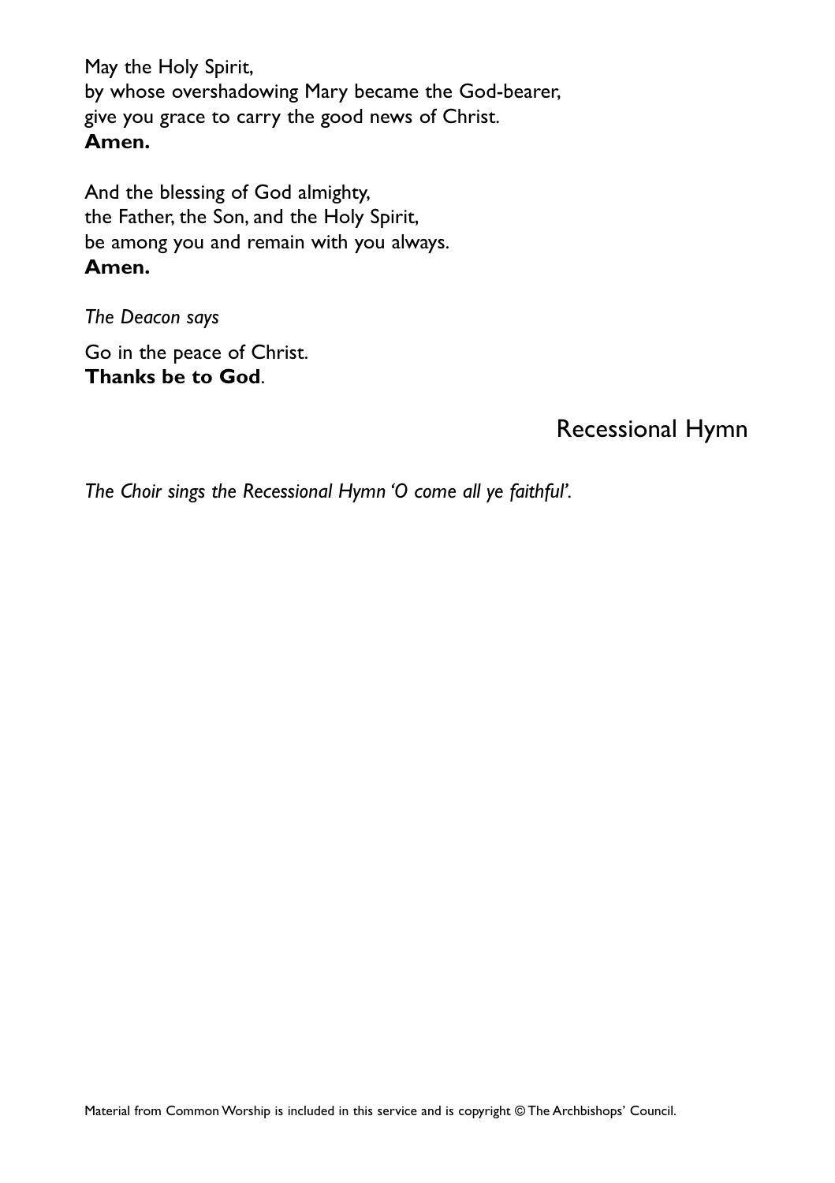May the Holy Spirit,
by whose overshadowing Mary became the God-bearer,
give you grace to carry the good news of Christ.
**Amen.**

And the blessing of God almighty,
the Father, the Son, and the Holy Spirit,
be among you and remain with you always.
**Amen.**

*The Deacon says*

Go in the peace of Christ.
**Thanks be to God**.

## Recessional Hymn

*The Choir sings the Recessional Hymn 'O come all ye faithful'.*

Material from Common Worship is included in this service and is copyright © The Archbishops' Council.